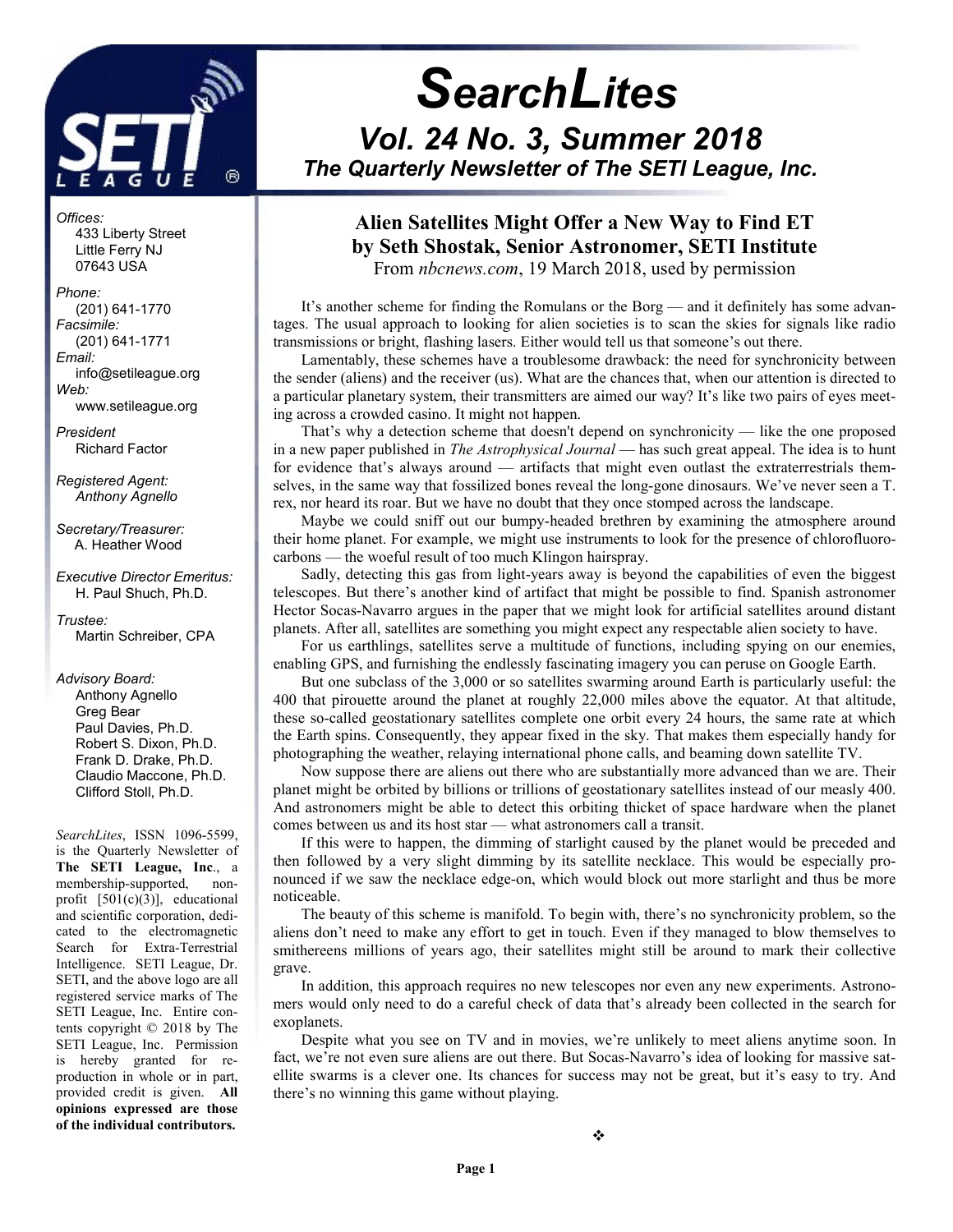# SearchLites

## Vol. 24 No. 3, Summer 2018

### The Quarterly Newsletter of The SETI League, Inc.

*Offices:*
433 Liberty Street
Little Ferry NJ
07643 USA

*Phone:*
(201) 641-1770

*Facsimile:*
(201) 641-1771

*Email:*
info@setileague.org

*Web:*
www.setileague.org

*President*
Richard Factor

*Registered Agent:*
*Anthony Agnello*

*Secretary/Treasurer:*
A. Heather Wood

*Executive Director Emeritus:*
H. Paul Shuch, Ph.D.

*Trustee:*
Martin Schreiber, CPA

*Advisory Board:*
Anthony Agnello
Greg Bear
Paul Davies, Ph.D.
Robert S. Dixon, Ph.D.
Frank D. Drake, Ph.D.
Claudio Maccone, Ph.D.
Clifford Stoll, Ph.D.

*SearchLites*, ISSN 1096-5599, is the Quarterly Newsletter of **The SETI League, Inc**., a membership-supported, non-profit [501(c)(3)], educational and scientific corporation, dedicated to the electromagnetic Search for Extra-Terrestrial Intelligence. SETI League, Dr. SETI, and the above logo are all registered service marks of The SETI League, Inc. Entire contents copyright © 2018 by The SETI League, Inc. Permission is hereby granted for reproduction in whole or in part, provided credit is given. **All opinions expressed are those of the individual contributors.**

## Alien Satellites Might Offer a New Way to Find ET
## by Seth Shostak, Senior Astronomer, SETI Institute

From *nbcnews.com*, 19 March 2018, used by permission

It's another scheme for finding the Romulans or the Borg — and it definitely has some advantages. The usual approach to looking for alien societies is to scan the skies for signals like radio transmissions or bright, flashing lasers. Either would tell us that someone's out there.

Lamentably, these schemes have a troublesome drawback: the need for synchronicity between the sender (aliens) and the receiver (us). What are the chances that, when our attention is directed to a particular planetary system, their transmitters are aimed our way? It's like two pairs of eyes meeting across a crowded casino. It might not happen.

That's why a detection scheme that doesn't depend on synchronicity — like the one proposed in a new paper published in *The Astrophysical Journal* — has such great appeal. The idea is to hunt for evidence that's always around — artifacts that might even outlast the extraterrestrials themselves, in the same way that fossilized bones reveal the long-gone dinosaurs. We've never seen a T. rex, nor heard its roar. But we have no doubt that they once stomped across the landscape.

Maybe we could sniff out our bumpy-headed brethren by examining the atmosphere around their home planet. For example, we might use instruments to look for the presence of chlorofluorocarbons — the woeful result of too much Klingon hairspray.

Sadly, detecting this gas from light-years away is beyond the capabilities of even the biggest telescopes. But there's another kind of artifact that might be possible to find. Spanish astronomer Hector Socas-Navarro argues in the paper that we might look for artificial satellites around distant planets. After all, satellites are something you might expect any respectable alien society to have.

For us earthlings, satellites serve a multitude of functions, including spying on our enemies, enabling GPS, and furnishing the endlessly fascinating imagery you can peruse on Google Earth.

But one subclass of the 3,000 or so satellites swarming around Earth is particularly useful: the 400 that pirouette around the planet at roughly 22,000 miles above the equator. At that altitude, these so-called geostationary satellites complete one orbit every 24 hours, the same rate at which the Earth spins. Consequently, they appear fixed in the sky. That makes them especially handy for photographing the weather, relaying international phone calls, and beaming down satellite TV.

Now suppose there are aliens out there who are substantially more advanced than we are. Their planet might be orbited by billions or trillions of geostationary satellites instead of our measly 400. And astronomers might be able to detect this orbiting thicket of space hardware when the planet comes between us and its host star — what astronomers call a transit.

If this were to happen, the dimming of starlight caused by the planet would be preceded and then followed by a very slight dimming by its satellite necklace. This would be especially pronounced if we saw the necklace edge-on, which would block out more starlight and thus be more noticeable.

The beauty of this scheme is manifold. To begin with, there's no synchronicity problem, so the aliens don't need to make any effort to get in touch. Even if they managed to blow themselves to smithereens millions of years ago, their satellites might still be around to mark their collective grave.

In addition, this approach requires no new telescopes nor even any new experiments. Astronomers would only need to do a careful check of data that's already been collected in the search for exoplanets.

Despite what you see on TV and in movies, we're unlikely to meet aliens anytime soon. In fact, we're not even sure aliens are out there. But Socas-Navarro's idea of looking for massive satellite swarms is a clever one. Its chances for success may not be great, but it's easy to try. And there's no winning this game without playing.

❖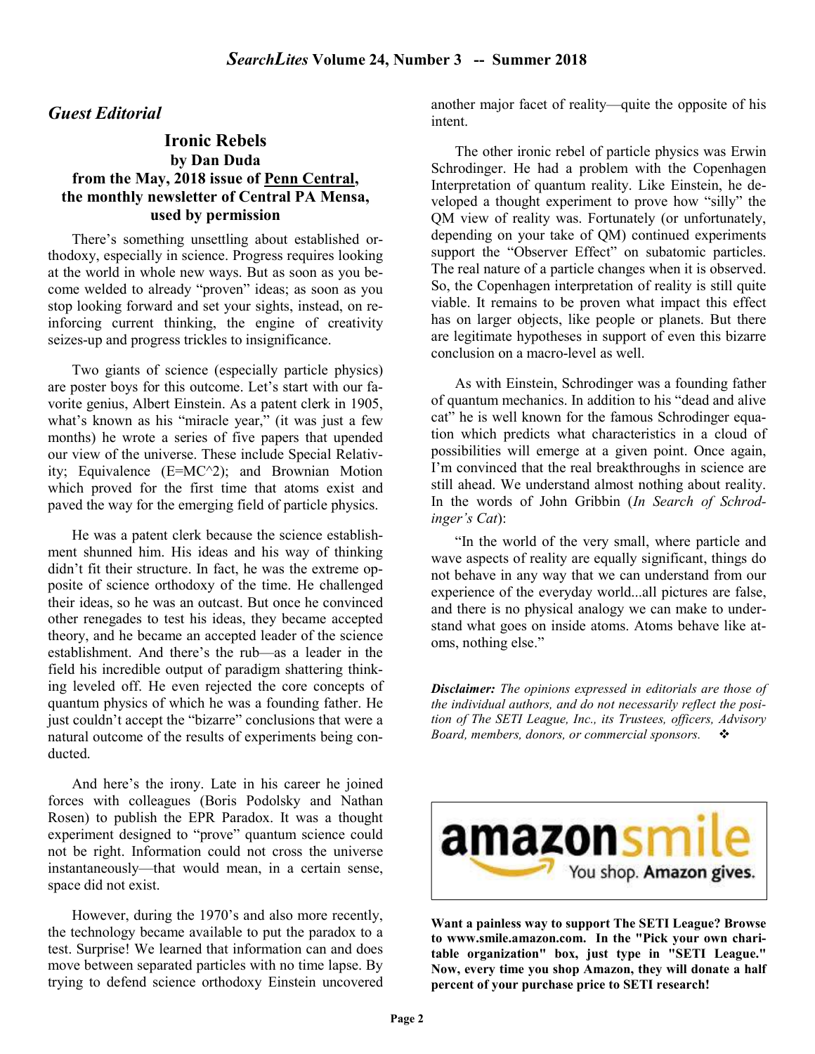## *Guest Editorial*

### Ironic Rebels

**by Dan Duda**

**from the May, 2018 issue of Penn Central, the monthly newsletter of Central PA Mensa, used by permission**

There's something unsettling about established orthodoxy, especially in science. Progress requires looking at the world in whole new ways. But as soon as you become welded to already "proven" ideas; as soon as you stop looking forward and set your sights, instead, on reinforcing current thinking, the engine of creativity seizes-up and progress trickles to insignificance.

Two giants of science (especially particle physics) are poster boys for this outcome. Let's start with our favorite genius, Albert Einstein. As a patent clerk in 1905, what's known as his "miracle year," (it was just a few months) he wrote a series of five papers that upended our view of the universe. These include Special Relativity; Equivalence (E=MC^2); and Brownian Motion which proved for the first time that atoms exist and paved the way for the emerging field of particle physics.

He was a patent clerk because the science establishment shunned him. His ideas and his way of thinking didn't fit their structure. In fact, he was the extreme opposite of science orthodoxy of the time. He challenged their ideas, so he was an outcast. But once he convinced other renegades to test his ideas, they became accepted theory, and he became an accepted leader of the science establishment. And there's the rub—as a leader in the field his incredible output of paradigm shattering thinking leveled off. He even rejected the core concepts of quantum physics of which he was a founding father. He just couldn't accept the "bizarre" conclusions that were a natural outcome of the results of experiments being conducted.

And here's the irony. Late in his career he joined forces with colleagues (Boris Podolsky and Nathan Rosen) to publish the EPR Paradox. It was a thought experiment designed to "prove" quantum science could not be right. Information could not cross the universe instantaneously—that would mean, in a certain sense, space did not exist.

However, during the 1970's and also more recently, the technology became available to put the paradox to a test. Surprise! We learned that information can and does move between separated particles with no time lapse. By trying to defend science orthodoxy Einstein uncovered another major facet of reality—quite the opposite of his intent.

The other ironic rebel of particle physics was Erwin Schrodinger. He had a problem with the Copenhagen Interpretation of quantum reality. Like Einstein, he developed a thought experiment to prove how "silly" the QM view of reality was. Fortunately (or unfortunately, depending on your take of QM) continued experiments support the "Observer Effect" on subatomic particles. The real nature of a particle changes when it is observed. So, the Copenhagen interpretation of reality is still quite viable. It remains to be proven what impact this effect has on larger objects, like people or planets. But there are legitimate hypotheses in support of even this bizarre conclusion on a macro-level as well.

As with Einstein, Schrodinger was a founding father of quantum mechanics. In addition to his "dead and alive cat" he is well known for the famous Schrodinger equation which predicts what characteristics in a cloud of possibilities will emerge at a given point. Once again, I'm convinced that the real breakthroughs in science are still ahead. We understand almost nothing about reality. In the words of John Gribbin (*In Search of Schrodinger's Cat*):

"In the world of the very small, where particle and wave aspects of reality are equally significant, things do not behave in any way that we can understand from our experience of the everyday world...all pictures are false, and there is no physical analogy we can make to understand what goes on inside atoms. Atoms behave like atoms, nothing else."

***Disclaimer:*** *The opinions expressed in editorials are those of the individual authors, and do not necessarily reflect the position of The SETI League, Inc., its Trustees, officers, Advisory Board, members, donors, or commercial sponsors.* ❖

amazonsmile
You shop. Amazon gives.

**Want a painless way to support The SETI League? Browse to www.smile.amazon.com. In the "Pick your own charitable organization" box, just type in "SETI League." Now, every time you shop Amazon, they will donate a half percent of your purchase price to SETI research!**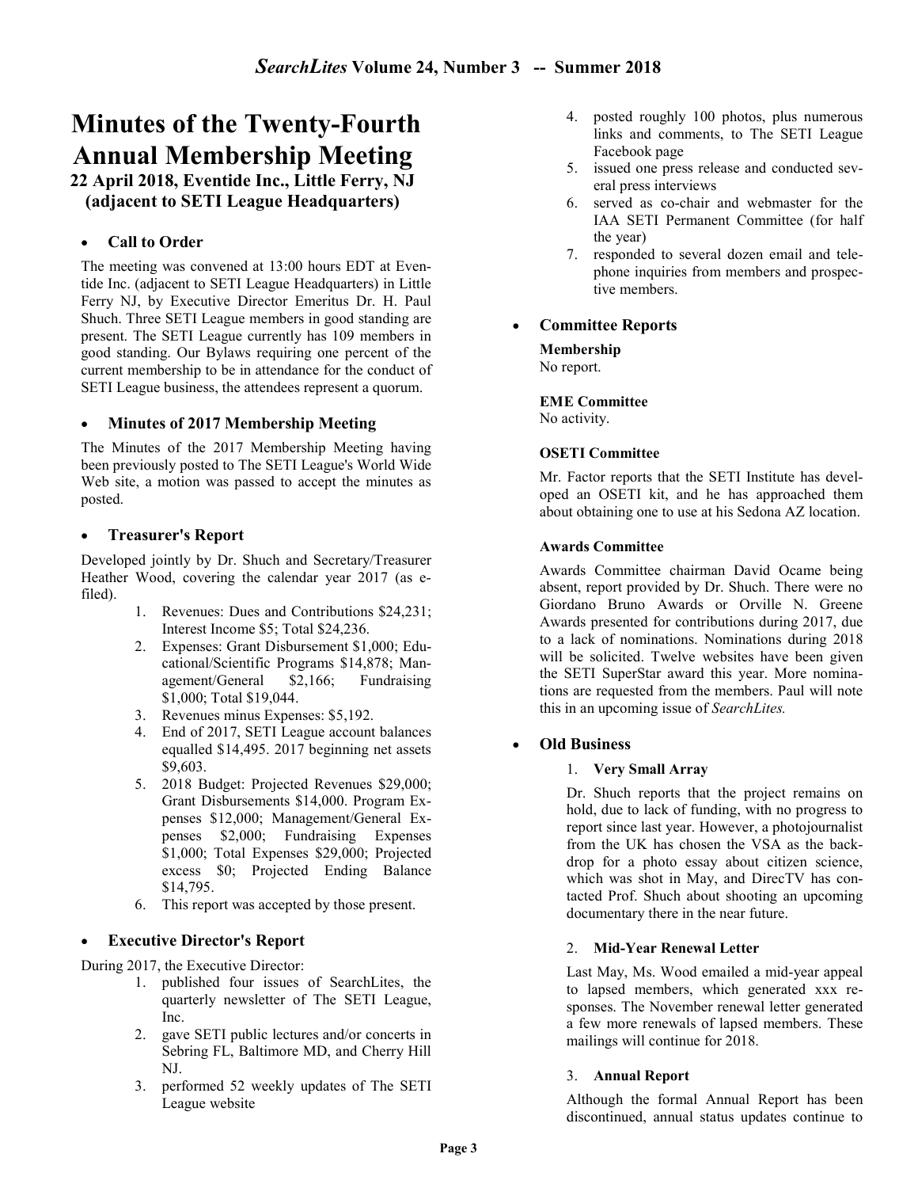# Minutes of the Twenty-Fourth Annual Membership Meeting

**22 April 2018, Eventide Inc., Little Ferry, NJ (adjacent to SETI League Headquarters)**

- ### Call to Order

The meeting was convened at 13:00 hours EDT at Eventide Inc. (adjacent to SETI League Headquarters) in Little Ferry NJ, by Executive Director Emeritus Dr. H. Paul Shuch. Three SETI League members in good standing are present. The SETI League currently has 109 members in good standing. Our Bylaws requiring one percent of the current membership to be in attendance for the conduct of SETI League business, the attendees represent a quorum.

- ### Minutes of 2017 Membership Meeting

The Minutes of the 2017 Membership Meeting having been previously posted to The SETI League's World Wide Web site, a motion was passed to accept the minutes as posted.

- ### Treasurer's Report

Developed jointly by Dr. Shuch and Secretary/Treasurer Heather Wood, covering the calendar year 2017 (as e-filed).

1. Revenues: Dues and Contributions $24,231; Interest Income $5; Total $24,236.
2. Expenses: Grant Disbursement $1,000; Educational/Scientific Programs $14,878; Management/General $2,166; Fundraising $1,000; Total $19,044.
3. Revenues minus Expenses: $5,192.
4. End of 2017, SETI League account balances equalled $14,495. 2017 beginning net assets $9,603.
5. 2018 Budget: Projected Revenues $29,000; Grant Disbursements $14,000. Program Expenses $12,000; Management/General Expenses $2,000; Fundraising Expenses $1,000; Total Expenses $29,000; Projected excess $0; Projected Ending Balance $14,795.
6. This report was accepted by those present.

- ### Executive Director's Report

During 2017, the Executive Director:

1. published four issues of SearchLites, the quarterly newsletter of The SETI League, Inc.
2. gave SETI public lectures and/or concerts in Sebring FL, Baltimore MD, and Cherry Hill NJ.
3. performed 52 weekly updates of The SETI League website
4. posted roughly 100 photos, plus numerous links and comments, to The SETI League Facebook page
5. issued one press release and conducted several press interviews
6. served as co-chair and webmaster for the IAA SETI Permanent Committee (for half the year)
7. responded to several dozen email and telephone inquiries from members and prospective members.

- ### Committee Reports

#### Membership

No report.

#### EME Committee

No activity.

#### OSETI Committee

Mr. Factor reports that the SETI Institute has developed an OSETI kit, and he has approached them about obtaining one to use at his Sedona AZ location.

#### Awards Committee

Awards Committee chairman David Ocame being absent, report provided by Dr. Shuch. There were no Giordano Bruno Awards or Orville N. Greene Awards presented for contributions during 2017, due to a lack of nominations. Nominations during 2018 will be solicited. Twelve websites have been given the SETI SuperStar award this year. More nominations are requested from the members. Paul will note this in an upcoming issue of *SearchLites.*

- ### Old Business

1. **Very Small Array**

Dr. Shuch reports that the project remains on hold, due to lack of funding, with no progress to report since last year. However, a photojournalist from the UK has chosen the VSA as the backdrop for a photo essay about citizen science, which was shot in May, and DirecTV has contacted Prof. Shuch about shooting an upcoming documentary there in the near future.

2. **Mid-Year Renewal Letter**

Last May, Ms. Wood emailed a mid-year appeal to lapsed members, which generated xxx responses. The November renewal letter generated a few more renewals of lapsed members. These mailings will continue for 2018.

3. **Annual Report**

Although the formal Annual Report has been discontinued, annual status updates continue to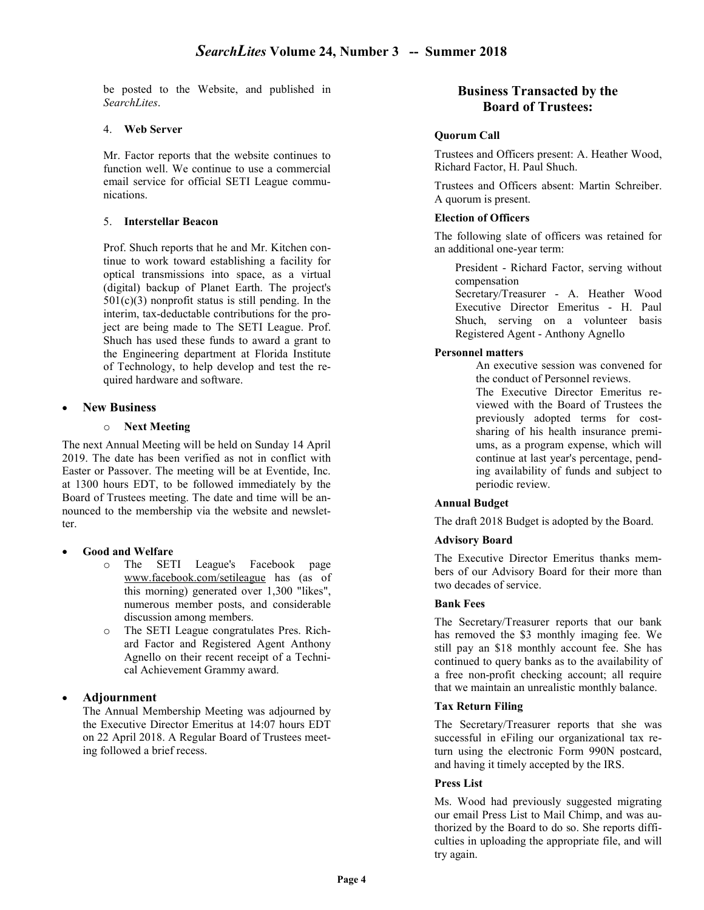be posted to the Website, and published in *SearchLites*.

4. **Web Server**

Mr. Factor reports that the website continues to function well. We continue to use a commercial email service for official SETI League communications.

5. **Interstellar Beacon**

Prof. Shuch reports that he and Mr. Kitchen continue to work toward establishing a facility for optical transmissions into space, as a virtual (digital) backup of Planet Earth. The project's 501(c)(3) nonprofit status is still pending. In the interim, tax-deductable contributions for the project are being made to The SETI League. Prof. Shuch has used these funds to award a grant to the Engineering department at Florida Institute of Technology, to help develop and test the required hardware and software.

- **New Business**
  - **Next Meeting**

The next Annual Meeting will be held on Sunday 14 April 2019. The date has been verified as not in conflict with Easter or Passover. The meeting will be at Eventide, Inc. at 1300 hours EDT, to be followed immediately by the Board of Trustees meeting. The date and time will be announced to the membership via the website and newsletter.

- **Good and Welfare**
  - The SETI League's Facebook page www.facebook.com/setileague has (as of this morning) generated over 1,300 "likes", numerous member posts, and considerable discussion among members.
  - The SETI League congratulates Pres. Richard Factor and Registered Agent Anthony Agnello on their recent receipt of a Technical Achievement Grammy award.

- **Adjournment**

  The Annual Membership Meeting was adjourned by the Executive Director Emeritus at 14:07 hours EDT on 22 April 2018. A Regular Board of Trustees meeting followed a brief recess.

## Business Transacted by the Board of Trustees:

**Quorum Call**

Trustees and Officers present: A. Heather Wood, Richard Factor, H. Paul Shuch.

Trustees and Officers absent: Martin Schreiber. A quorum is present.

**Election of Officers**

The following slate of officers was retained for an additional one-year term:

President - Richard Factor, serving without compensation
Secretary/Treasurer - A. Heather Wood
Executive Director Emeritus - H. Paul Shuch, serving on a volunteer basis
Registered Agent - Anthony Agnello

**Personnel matters**

An executive session was convened for the conduct of Personnel reviews.

The Executive Director Emeritus reviewed with the Board of Trustees the previously adopted terms for cost-sharing of his health insurance premiums, as a program expense, which will continue at last year's percentage, pending availability of funds and subject to periodic review.

**Annual Budget**

The draft 2018 Budget is adopted by the Board.

**Advisory Board**

The Executive Director Emeritus thanks members of our Advisory Board for their more than two decades of service.

**Bank Fees**

The Secretary/Treasurer reports that our bank has removed the $3 monthly imaging fee. We still pay an $18 monthly account fee. She has continued to query banks as to the availability of a free non-profit checking account; all require that we maintain an unrealistic monthly balance.

**Tax Return Filing**

The Secretary/Treasurer reports that she was successful in eFiling our organizational tax return using the electronic Form 990N postcard, and having it timely accepted by the IRS.

**Press List**

Ms. Wood had previously suggested migrating our email Press List to Mail Chimp, and was authorized by the Board to do so. She reports difficulties in uploading the appropriate file, and will try again.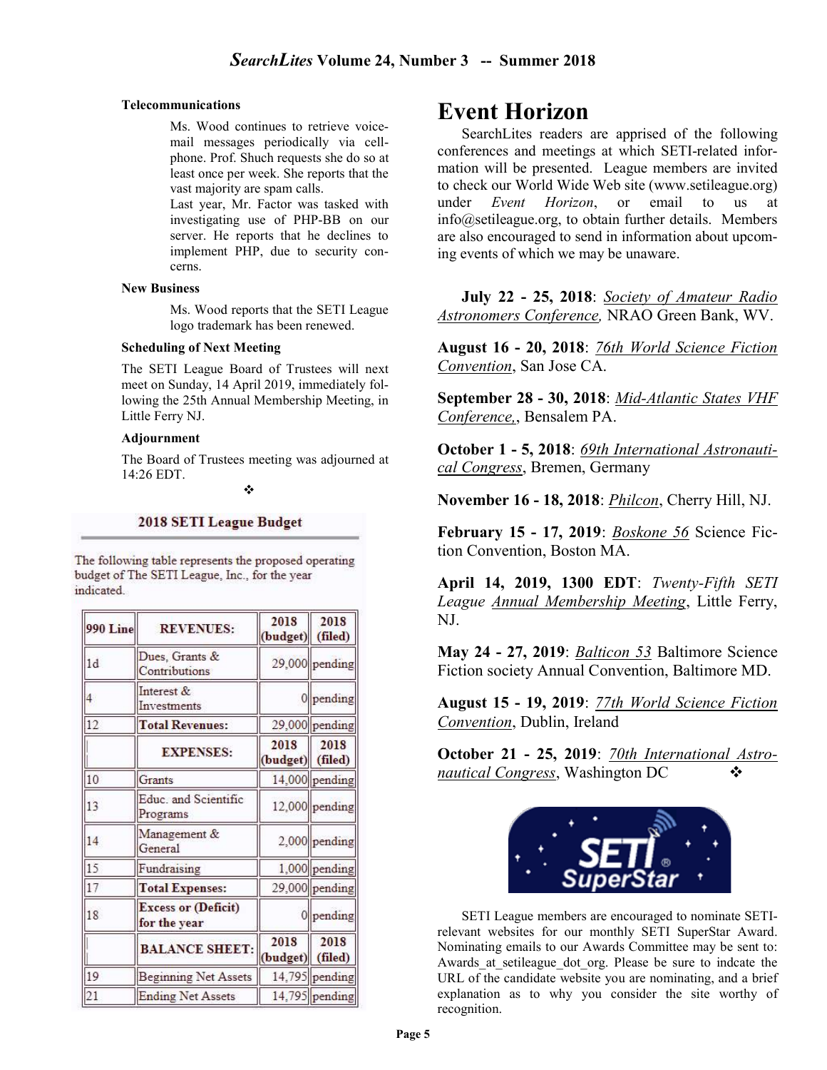**Telecommunications**

Ms. Wood continues to retrieve voice-mail messages periodically via cell-phone. Prof. Shuch requests she do so at least once per week. She reports that the vast majority are spam calls.

Last year, Mr. Factor was tasked with investigating use of PHP-BB on our server. He reports that he declines to implement PHP, due to security concerns.

**New Business**

Ms. Wood reports that the SETI League logo trademark has been renewed.

**Scheduling of Next Meeting**

The SETI League Board of Trustees will next meet on Sunday, 14 April 2019, immediately following the 25th Annual Membership Meeting, in Little Ferry NJ.

**Adjournment**

The Board of Trustees meeting was adjourned at 14:26 EDT.

❖

### 2018 SETI League Budget

The following table represents the proposed operating budget of The SETI League, Inc., for the year indicated.

| 990 Line | REVENUES: | 2018 (budget) | 2018 (filed) |
|---|---|---|---|
| 1d | Dues, Grants & Contributions | 29,000 | pending |
| 4 | Interest & Investments | 0 | pending |
| 12 | **Total Revenues:** | 29,000 | pending |
| | **EXPENSES:** | **2018 (budget)** | **2018 (filed)** |
| 10 | Grants | 14,000 | pending |
| 13 | Educ. and Scientific Programs | 12,000 | pending |
| 14 | Management & General | 2,000 | pending |
| 15 | Fundraising | 1,000 | pending |
| 17 | **Total Expenses:** | 29,000 | pending |
| 18 | **Excess or (Deficit) for the year** | 0 | pending |
| | **BALANCE SHEET:** | **2018 (budget)** | **2018 (filed)** |
| 19 | Beginning Net Assets | 14,795 | pending |
| 21 | Ending Net Assets | 14,795 | pending |

# Event Horizon

SearchLites readers are apprised of the following conferences and meetings at which SETI-related information will be presented. League members are invited to check our World Wide Web site (www.setileague.org) under *Event Horizon*, or email to us at info@setileague.org, to obtain further details. Members are also encouraged to send in information about upcoming events of which we may be unaware.

**July 22 - 25, 2018**: *Society of Amateur Radio Astronomers Conference,* NRAO Green Bank, WV.

**August 16 - 20, 2018**: *76th World Science Fiction Convention*, San Jose CA.

**September 28 - 30, 2018**: *Mid-Atlantic States VHF Conference,*, Bensalem PA.

**October 1 - 5, 2018**: *69th International Astronautical Congress*, Bremen, Germany

**November 16 - 18, 2018**: *Philcon*, Cherry Hill, NJ.

**February 15 - 17, 2019**: *Boskone 56* Science Fiction Convention, Boston MA.

**April 14, 2019, 1300 EDT**: *Twenty-Fifth SETI League Annual Membership Meeting*, Little Ferry, NJ.

**May 24 - 27, 2019**: *Balticon 53* Baltimore Science Fiction society Annual Convention, Baltimore MD.

**August 15 - 19, 2019**: *77th World Science Fiction Convention*, Dublin, Ireland

**October 21 - 25, 2019**: *70th International Astronautical Congress*, Washington DC ❖

SETI League members are encouraged to nominate SETI-relevant websites for our monthly SETI SuperStar Award. Nominating emails to our Awards Committee may be sent to: Awards_at_setileague_dot_org. Please be sure to indcate the URL of the candidate website you are nominating, and a brief explanation as to why you consider the site worthy of recognition.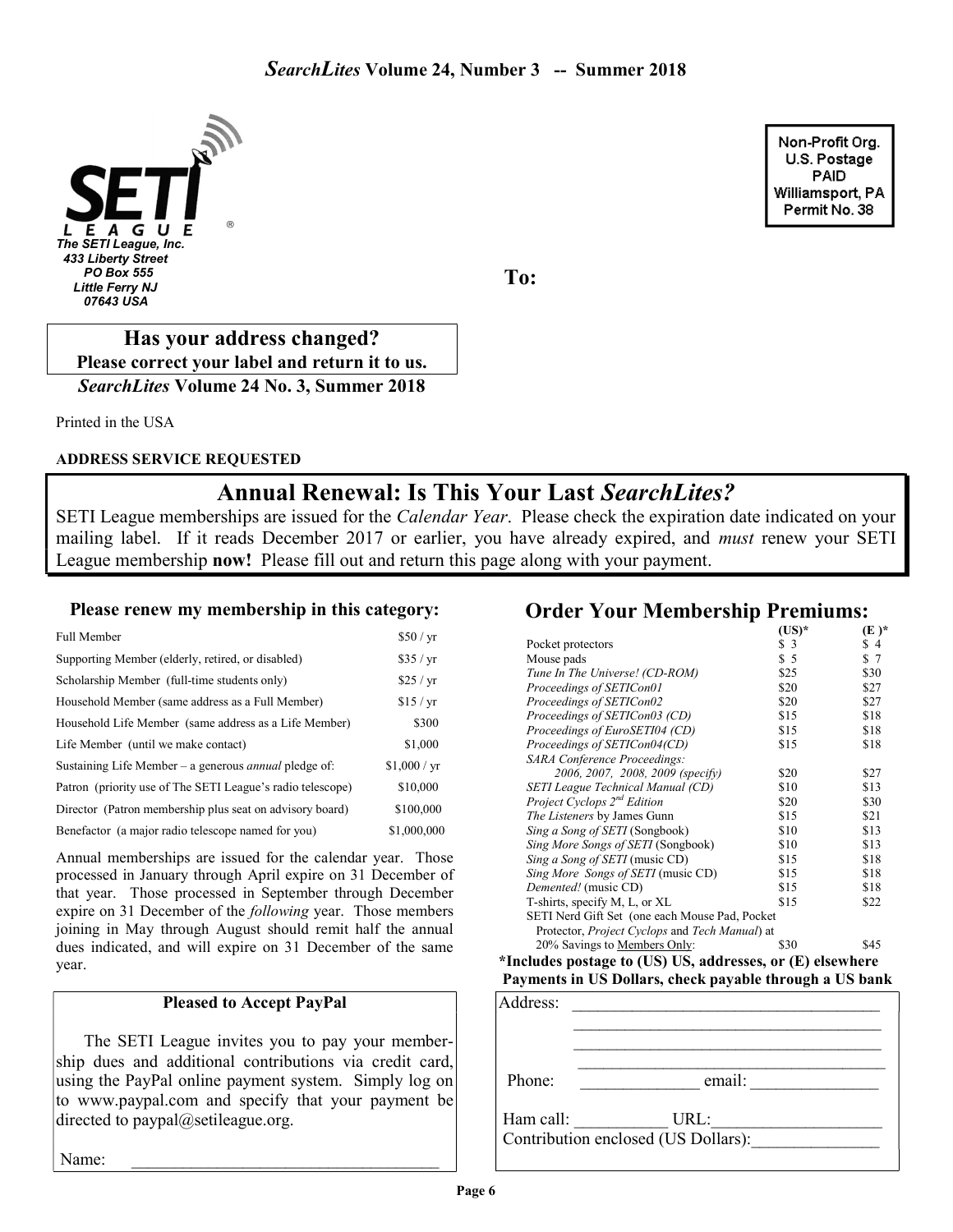*SearchLites* Volume 24, Number 3 -- Summer 2018

SETI LEAGUE ®

*The SETI League, Inc.*
*433 Liberty Street*
*PO Box 555*
*Little Ferry NJ*
*07643 USA*

Non-Profit Org.
U.S. Postage
PAID
Williamsport, PA
Permit No. 38

**To:**

**Has your address changed?**
**Please correct your label and return it to us.**
***SearchLites* Volume 24 No. 3, Summer 2018**

Printed in the USA

**ADDRESS SERVICE REQUESTED**

## Annual Renewal: Is This Your Last *SearchLites?*

SETI League memberships are issued for the *Calendar Year*. Please check the expiration date indicated on your mailing label. If it reads December 2017 or earlier, you have already expired, and *must* renew your SETI League membership **now!** Please fill out and return this page along with your payment.

### Please renew my membership in this category:

| | |
|---|---|
| Full Member | $50 / yr |
| Supporting Member (elderly, retired, or disabled) | $35 / yr |
| Scholarship Member (full-time students only) | $25 / yr |
| Household Member (same address as a Full Member) | $15 / yr |
| Household Life Member (same address as a Life Member) | $300 |
| Life Member (until we make contact) | $1,000 |
| Sustaining Life Member – a generous *annual* pledge of: | $1,000 / yr |
| Patron (priority use of The SETI League's radio telescope) | $10,000 |
| Director (Patron membership plus seat on advisory board) | $100,000 |
| Benefactor (a major radio telescope named for you) | $1,000,000 |

Annual memberships are issued for the calendar year. Those processed in January through April expire on 31 December of that year. Those processed in September through December expire on 31 December of the *following* year. Those members joining in May through August should remit half the annual dues indicated, and will expire on 31 December of the same year.

**Pleased to Accept PayPal**

The SETI League invites you to pay your membership dues and additional contributions via credit card, using the PayPal online payment system. Simply log on to www.paypal.com and specify that your payment be directed to paypal@setileague.org.

Name: ____________________________________

## Order Your Membership Premiums:

| | (US)* | (E )* |
|---|---|---|
| Pocket protectors | $ 3 | $ 4 |
| Mouse pads | $ 5 | $ 7 |
| *Tune In The Universe! (CD-ROM)* | $25 | $30 |
| *Proceedings of SETICon01* | $20 | $27 |
| *Proceedings of SETICon02* | $20 | $27 |
| *Proceedings of SETICon03 (CD)* | $15 | $18 |
| *Proceedings of EuroSETI04 (CD)* | $15 | $18 |
| *Proceedings of SETICon04(CD)* | $15 | $18 |
| *SARA Conference Proceedings: 2006, 2007, 2008, 2009 (specify)* | $20 | $27 |
| *SETI League Technical Manual (CD)* | $10 | $13 |
| *Project Cyclops 2nd Edition* | $20 | $30 |
| *The Listeners* by James Gunn | $15 | $21 |
| *Sing a Song of SETI* (Songbook) | $10 | $13 |
| *Sing More Songs of SETI* (Songbook) | $10 | $13 |
| *Sing a Song of SETI* (music CD) | $15 | $18 |
| *Sing More Songs of SETI* (music CD) | $15 | $18 |
| *Demented!* (music CD) | $15 | $18 |
| T-shirts, specify M, L, or XL | $15 | $22 |
| SETI Nerd Gift Set (one each Mouse Pad, Pocket Protector, *Project Cyclops* and *Tech Manual*) at 20% Savings to Members Only: | $30 | $45 |

**\*Includes postage to (US) US, addresses, or (E) elsewhere**
**Payments in US Dollars, check payable through a US bank**

Address: ____________________________________
____________________________________
____________________________________
____________________________________

Phone: ______________ email: ______________

Ham call: ___________ URL: ____________________

Contribution enclosed (US Dollars): _______________